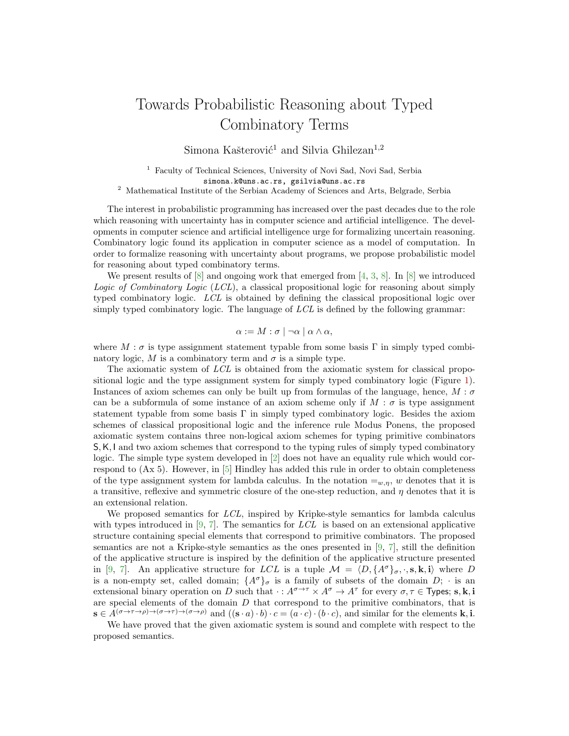# Towards Probabilistic Reasoning about Typed Combinatory Terms

Simona Kašterović[1] and Silvia Ghilezan[1,2]

[1] Faculty of Technical Sciences, University of Novi Sad, Novi Sad, Serbia
simona.k@uns.ac.rs, gsilvia@uns.ac.rs
[2] Mathematical Institute of the Serbian Academy of Sciences and Arts, Belgrade, Serbia

The interest in probabilistic programming has increased over the past decades due to the role which reasoning with uncertainty has in computer science and artificial intelligence. The developments in computer science and artificial intelligence urge for formalizing uncertain reasoning. Combinatory logic found its application in computer science as a model of computation. In order to formalize reasoning with uncertainty about programs, we propose probabilistic model for reasoning about typed combinatory terms.

We present results of [8] and ongoing work that emerged from [4, 3, 8]. In [8] we introduced *Logic of Combinatory Logic* (*LCL*), a classical propositional logic for reasoning about simply typed combinatory logic. *LCL* is obtained by defining the classical propositional logic over simply typed combinatory logic. The language of *LCL* is defined by the following grammar:

$$\alpha := M : \sigma \mid \neg\alpha \mid \alpha \wedge \alpha,$$

where $M : \sigma$ is type assignment statement typable from some basis $\Gamma$ in simply typed combinatory logic, $M$ is a combinatory term and $\sigma$ is a simple type.

The axiomatic system of *LCL* is obtained from the axiomatic system for classical propositional logic and the type assignment system for simply typed combinatory logic (Figure 1). Instances of axiom schemes can only be built up from formulas of the language, hence, $M : \sigma$ can be a subformula of some instance of an axiom scheme only if $M : \sigma$ is type assignment statement typable from some basis $\Gamma$ in simply typed combinatory logic. Besides the axiom schemes of classical propositional logic and the inference rule Modus Ponens, the proposed axiomatic system contains three non-logical axiom schemes for typing primitive combinators $\mathsf{S}, \mathsf{K}, \mathsf{I}$ and two axiom schemes that correspond to the typing rules of simply typed combinatory logic. The simple type system developed in [2] does not have an equality rule which would correspond to (Ax 5). However, in [5] Hindley has added this rule in order to obtain completeness of the type assignment system for lambda calculus. In the notation $=_{w,\eta}$, $w$ denotes that it is a transitive, reflexive and symmetric closure of the one-step reduction, and $\eta$ denotes that it is an extensional relation.

We proposed semantics for *LCL*, inspired by Kripke-style semantics for lambda calculus with types introduced in [9, 7]. The semantics for *LCL* is based on an extensional applicative structure containing special elements that correspond to primitive combinators. The proposed semantics are not a Kripke-style semantics as the ones presented in [9, 7], still the definition of the applicative structure is inspired by the definition of the applicative structure presented in [9, 7]. An applicative structure for *LCL* is a tuple $\mathcal{M} = \langle D, \{A^\sigma\}_\sigma, \cdot, \mathbf{s}, \mathbf{k}, \mathbf{i}\rangle$ where $D$ is a non-empty set, called domain; $\{A^\sigma\}_\sigma$ is a family of subsets of the domain $D$; $\cdot$ is an extensional binary operation on $D$ such that $\cdot : A^{\sigma\to\tau} \times A^\sigma \to A^\tau$ for every $\sigma, \tau \in \mathsf{Types}$; $\mathbf{s}, \mathbf{k}, \mathbf{i}$ are special elements of the domain $D$ that correspond to the primitive combinators, that is $\mathbf{s} \in A^{(\sigma\to\tau\to\rho)\to(\sigma\to\tau)\to(\sigma\to\rho)}$ and $((\mathbf{s}\cdot a)\cdot b)\cdot c = (a\cdot c)\cdot(b\cdot c)$, and similar for the elements $\mathbf{k}, \mathbf{i}$.

We have proved that the given axiomatic system is sound and complete with respect to the proposed semantics.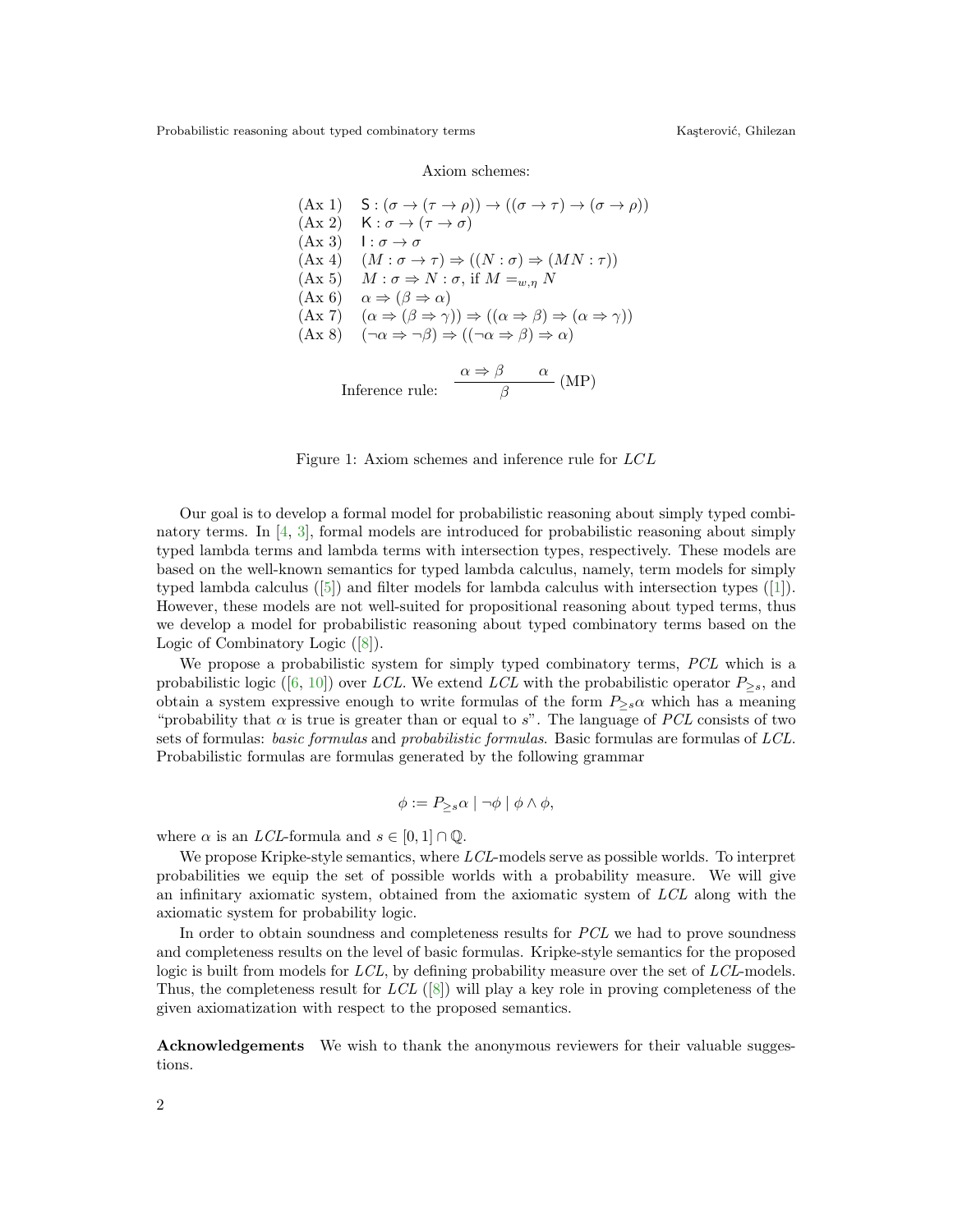Axiom schemes:

$$
\begin{array}{ll}
(\text{Ax } 1) & \mathsf{S} : (\sigma \to (\tau \to \rho)) \to ((\sigma \to \tau) \to (\sigma \to \rho)) \\
(\text{Ax } 2) & \mathsf{K} : \sigma \to (\tau \to \sigma) \\
(\text{Ax } 3) & \mathsf{I} : \sigma \to \sigma \\
(\text{Ax } 4) & (M : \sigma \to \tau) \Rightarrow ((N : \sigma) \Rightarrow (MN : \tau)) \\
(\text{Ax } 5) & M : \sigma \Rightarrow N : \sigma, \text{ if } M =_{w,\eta} N \\
(\text{Ax } 6) & \alpha \Rightarrow (\beta \Rightarrow \alpha) \\
(\text{Ax } 7) & (\alpha \Rightarrow (\beta \Rightarrow \gamma)) \Rightarrow ((\alpha \Rightarrow \beta) \Rightarrow (\alpha \Rightarrow \gamma)) \\
(\text{Ax } 8) & (\neg\alpha \Rightarrow \neg\beta) \Rightarrow ((\neg\alpha \Rightarrow \beta) \Rightarrow \alpha)
\end{array}
$$

$$
\text{Inference rule:} \quad \frac{\alpha \Rightarrow \beta \qquad \alpha}{\beta} \text{ (MP)}
$$

Figure 1: Axiom schemes and inference rule for *LCL*

Our goal is to develop a formal model for probabilistic reasoning about simply typed combinatory terms. In [4, 3], formal models are introduced for probabilistic reasoning about simply typed lambda terms and lambda terms with intersection types, respectively. These models are based on the well-known semantics for typed lambda calculus, namely, term models for simply typed lambda calculus ([5]) and filter models for lambda calculus with intersection types ([1]). However, these models are not well-suited for propositional reasoning about typed terms, thus we develop a model for probabilistic reasoning about typed combinatory terms based on the Logic of Combinatory Logic ([8]).

We propose a probabilistic system for simply typed combinatory terms, *PCL* which is a probabilistic logic ([6, 10]) over *LCL*. We extend *LCL* with the probabilistic operator $P_{\geq s}$, and obtain a system expressive enough to write formulas of the form $P_{\geq s}\alpha$ which has a meaning "probability that $\alpha$ is true is greater than or equal to $s$". The language of *PCL* consists of two sets of formulas: *basic formulas* and *probabilistic formulas*. Basic formulas are formulas of *LCL*. Probabilistic formulas are formulas generated by the following grammar

$$
\phi := P_{\geq s}\alpha \mid \neg\phi \mid \phi \wedge \phi,
$$

where $\alpha$ is an *LCL*-formula and $s \in [0, 1] \cap \mathbb{Q}$.

We propose Kripke-style semantics, where *LCL*-models serve as possible worlds. To interpret probabilities we equip the set of possible worlds with a probability measure. We will give an infinitary axiomatic system, obtained from the axiomatic system of *LCL* along with the axiomatic system for probability logic.

In order to obtain soundness and completeness results for *PCL* we had to prove soundness and completeness results on the level of basic formulas. Kripke-style semantics for the proposed logic is built from models for *LCL*, by defining probability measure over the set of *LCL*-models. Thus, the completeness result for *LCL* ([8]) will play a key role in proving completeness of the given axiomatization with respect to the proposed semantics.

**Acknowledgements** We wish to thank the anonymous reviewers for their valuable suggestions.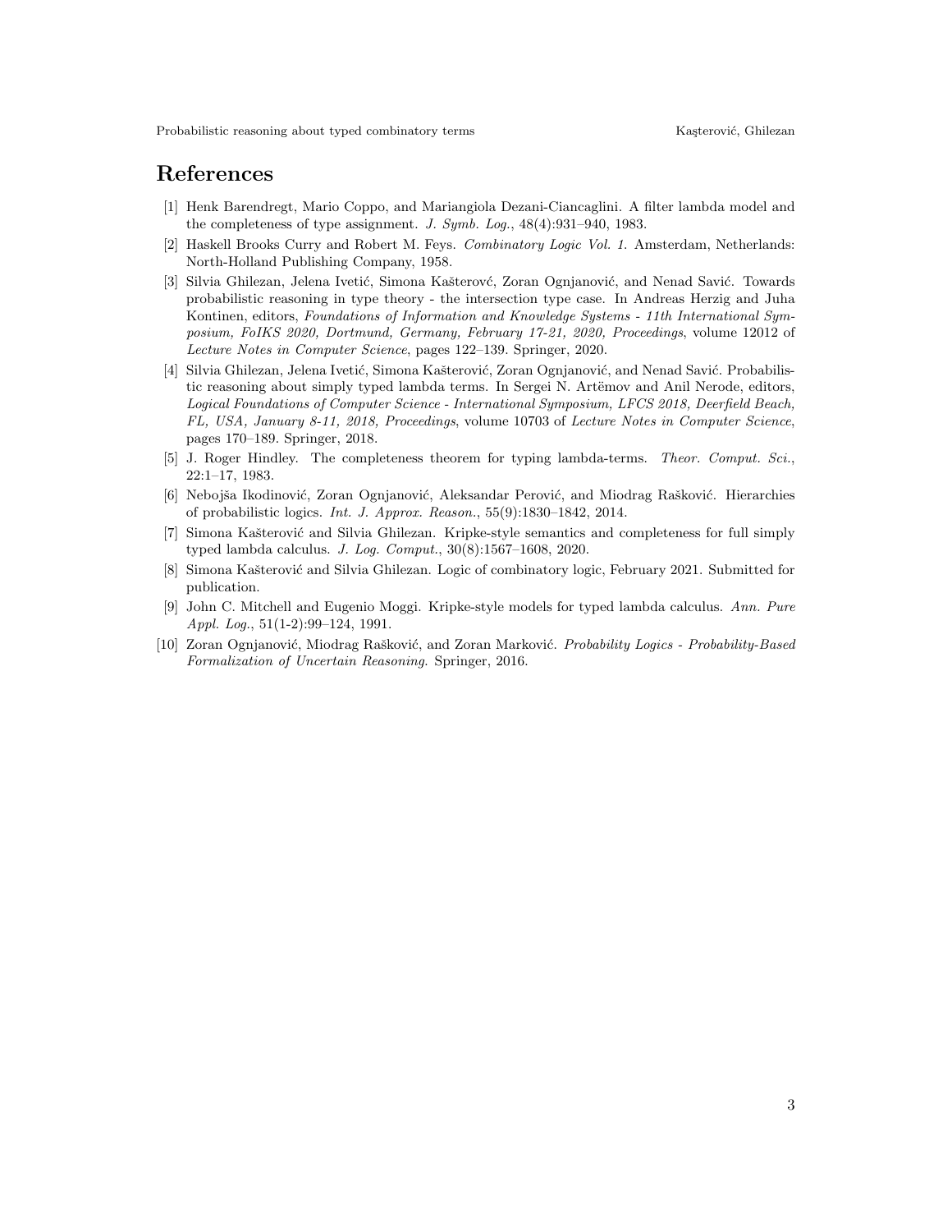## References

[1] Henk Barendregt, Mario Coppo, and Mariangiola Dezani-Ciancaglini. A filter lambda model and the completeness of type assignment. *J. Symb. Log.*, 48(4):931–940, 1983.

[2] Haskell Brooks Curry and Robert M. Feys. *Combinatory Logic Vol. 1.* Amsterdam, Netherlands: North-Holland Publishing Company, 1958.

[3] Silvia Ghilezan, Jelena Ivetić, Simona Kašterovć, Zoran Ognjanović, and Nenad Savić. Towards probabilistic reasoning in type theory - the intersection type case. In Andreas Herzig and Juha Kontinen, editors, *Foundations of Information and Knowledge Systems - 11th International Symposium, FoIKS 2020, Dortmund, Germany, February 17-21, 2020, Proceedings*, volume 12012 of *Lecture Notes in Computer Science*, pages 122–139. Springer, 2020.

[4] Silvia Ghilezan, Jelena Ivetić, Simona Kašterović, Zoran Ognjanović, and Nenad Savić. Probabilistic reasoning about simply typed lambda terms. In Sergei N. Artëmov and Anil Nerode, editors, *Logical Foundations of Computer Science - International Symposium, LFCS 2018, Deerfield Beach, FL, USA, January 8-11, 2018, Proceedings*, volume 10703 of *Lecture Notes in Computer Science*, pages 170–189. Springer, 2018.

[5] J. Roger Hindley. The completeness theorem for typing lambda-terms. *Theor. Comput. Sci.*, 22:1–17, 1983.

[6] Nebojša Ikodinović, Zoran Ognjanović, Aleksandar Perović, and Miodrag Rašković. Hierarchies of probabilistic logics. *Int. J. Approx. Reason.*, 55(9):1830–1842, 2014.

[7] Simona Kašterović and Silvia Ghilezan. Kripke-style semantics and completeness for full simply typed lambda calculus. *J. Log. Comput.*, 30(8):1567–1608, 2020.

[8] Simona Kašterović and Silvia Ghilezan. Logic of combinatory logic, February 2021. Submitted for publication.

[9] John C. Mitchell and Eugenio Moggi. Kripke-style models for typed lambda calculus. *Ann. Pure Appl. Log.*, 51(1-2):99–124, 1991.

[10] Zoran Ognjanović, Miodrag Rašković, and Zoran Marković. *Probability Logics - Probability-Based Formalization of Uncertain Reasoning.* Springer, 2016.